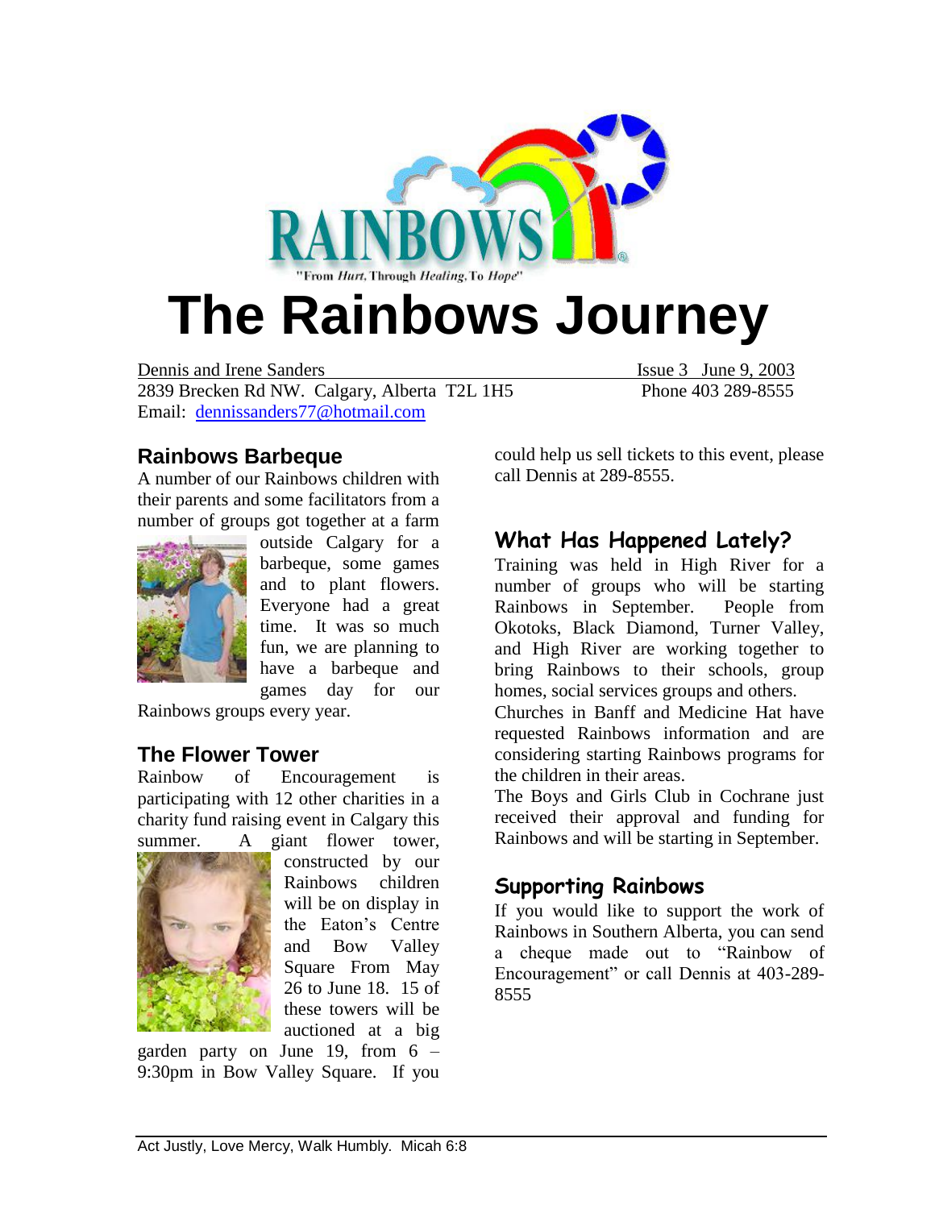RAINBOWS

"From *Hurt*, Through *Healing*, To *Hope*"

# The Rainbows Journey

Dennis and Irene Sanders — Issue 3 June 9, 2003

2839 Brecken Rd NW. Calgary, Alberta T2L 1H5 — Phone 403 289-8555

Email: dennissanders77@hotmail.com

## Rainbows Barbeque

A number of our Rainbows children with their parents and some facilitators from a number of groups got together at a farm outside Calgary for a barbeque, some games and to plant flowers. Everyone had a great time. It was so much fun, we are planning to have a barbeque and games day for our Rainbows groups every year.

## The Flower Tower

Rainbow of Encouragement is participating with 12 other charities in a charity fund raising event in Calgary this summer. A giant flower tower, constructed by our Rainbows children will be on display in the Eaton's Centre and Bow Valley Square From May 26 to June 18. 15 of these towers will be auctioned at a big garden party on June 19, from 6 – 9:30pm in Bow Valley Square. If you could help us sell tickets to this event, please call Dennis at 289-8555.

## What Has Happened Lately?

Training was held in High River for a number of groups who will be starting Rainbows in September. People from Okotoks, Black Diamond, Turner Valley, and High River are working together to bring Rainbows to their schools, group homes, social services groups and others.

Churches in Banff and Medicine Hat have requested Rainbows information and are considering starting Rainbows programs for the children in their areas.

The Boys and Girls Club in Cochrane just received their approval and funding for Rainbows and will be starting in September.

## Supporting Rainbows

If you would like to support the work of Rainbows in Southern Alberta, you can send a cheque made out to "Rainbow of Encouragement" or call Dennis at 403-289-8555

Act Justly, Love Mercy, Walk Humbly. Micah 6:8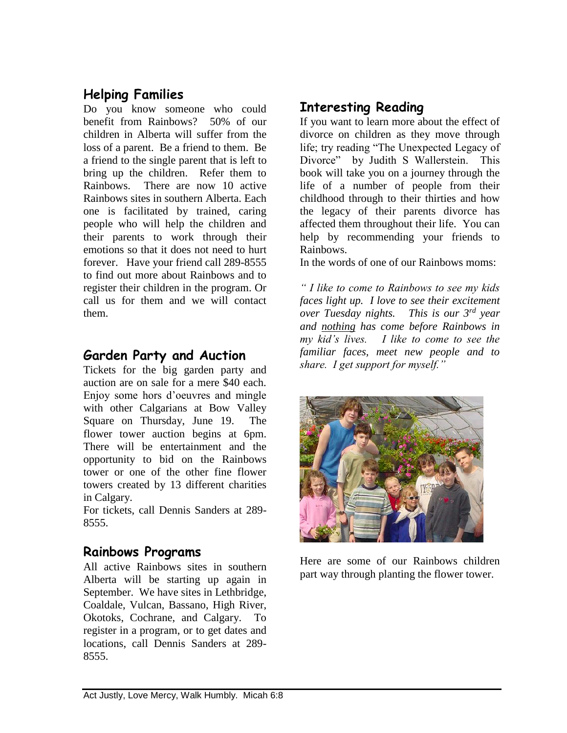## Helping Families

Do you know someone who could benefit from Rainbows? 50% of our children in Alberta will suffer from the loss of a parent. Be a friend to them. Be a friend to the single parent that is left to bring up the children. Refer them to Rainbows. There are now 10 active Rainbows sites in southern Alberta. Each one is facilitated by trained, caring people who will help the children and their parents to work through their emotions so that it does not need to hurt forever. Have your friend call 289-8555 to find out more about Rainbows and to register their children in the program. Or call us for them and we will contact them.

## Garden Party and Auction

Tickets for the big garden party and auction are on sale for a mere $40 each. Enjoy some hors d'oeuvres and mingle with other Calgarians at Bow Valley Square on Thursday, June 19. The flower tower auction begins at 6pm. There will be entertainment and the opportunity to bid on the Rainbows tower or one of the other fine flower towers created by 13 different charities in Calgary.

For tickets, call Dennis Sanders at 289-8555.

## Rainbows Programs

All active Rainbows sites in southern Alberta will be starting up again in September. We have sites in Lethbridge, Coaldale, Vulcan, Bassano, High River, Okotoks, Cochrane, and Calgary. To register in a program, or to get dates and locations, call Dennis Sanders at 289-8555.

## Interesting Reading

If you want to learn more about the effect of divorce on children as they move through life; try reading "The Unexpected Legacy of Divorce" by Judith S Wallerstein. This book will take you on a journey through the life of a number of people from their childhood through to their thirties and how the legacy of their parents divorce has affected them throughout their life. You can help by recommending your friends to Rainbows.

In the words of one of our Rainbows moms:

*" I like to come to Rainbows to see my kids faces light up. I love to see their excitement over Tuesday nights. This is our 3rd year and nothing has come before Rainbows in my kid's lives. I like to come to see the familiar faces, meet new people and to share. I get support for myself."*

Here are some of our Rainbows children part way through planting the flower tower.

Act Justly, Love Mercy, Walk Humbly. Micah 6:8